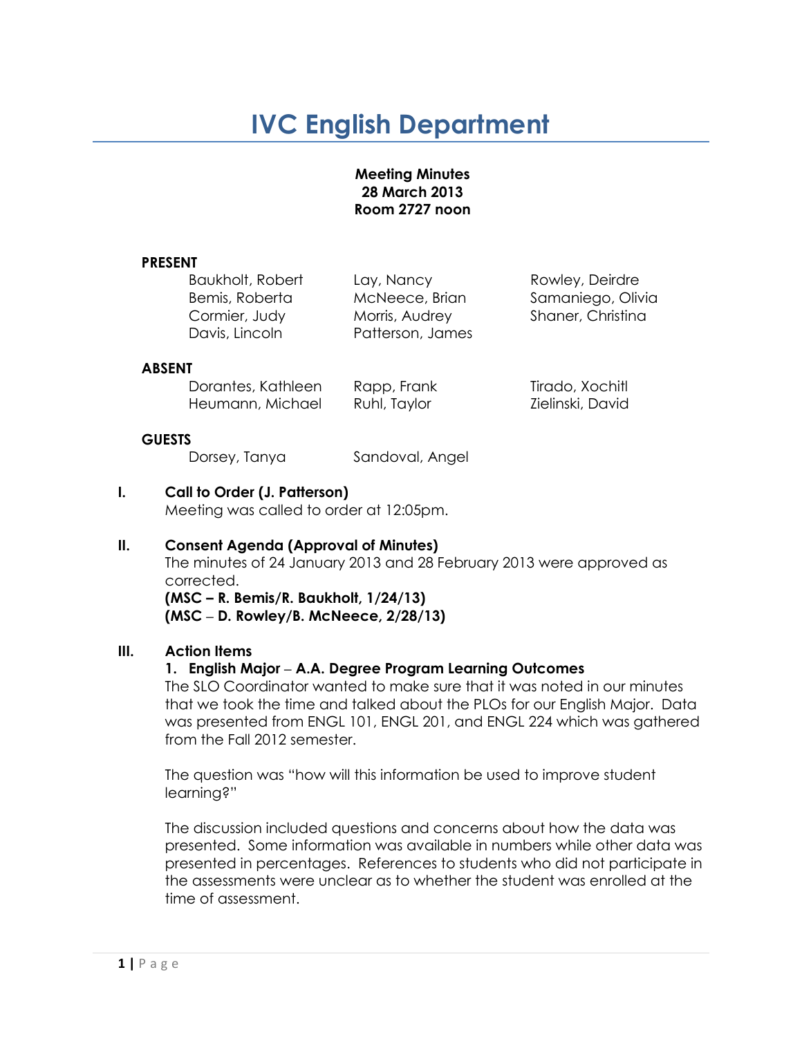# IVC English Department

**Meeting Minutes**
**28 March 2013**
**Room 2727 noon**

**PRESENT**

| | | |
|---|---|---|
| Baukholt, Robert | Lay, Nancy | Rowley, Deirdre |
| Bemis, Roberta | McNeece, Brian | Samaniego, Olivia |
| Cormier, Judy | Morris, Audrey | Shaner, Christina |
| Davis, Lincoln | Patterson, James | |

**ABSENT**

| | | |
|---|---|---|
| Dorantes, Kathleen | Rapp, Frank | Tirado, Xochitl |
| Heumann, Michael | Ruhl, Taylor | Zielinski, David |

**GUESTS**

| | |
|---|---|
| Dorsey, Tanya | Sandoval, Angel |

## I. Call to Order (J. Patterson)

Meeting was called to order at 12:05pm.

## II. Consent Agenda (Approval of Minutes)

The minutes of 24 January 2013 and 28 February 2013 were approved as corrected.

**(MSC – R. Bemis/R. Baukholt, 1/24/13)**
**(MSC – D. Rowley/B. McNeece, 2/28/13)**

## III. Action Items

### 1. English Major – A.A. Degree Program Learning Outcomes

The SLO Coordinator wanted to make sure that it was noted in our minutes that we took the time and talked about the PLOs for our English Major. Data was presented from ENGL 101, ENGL 201, and ENGL 224 which was gathered from the Fall 2012 semester.

The question was "how will this information be used to improve student learning?"

The discussion included questions and concerns about how the data was presented. Some information was available in numbers while other data was presented in percentages. References to students who did not participate in the assessments were unclear as to whether the student was enrolled at the time of assessment.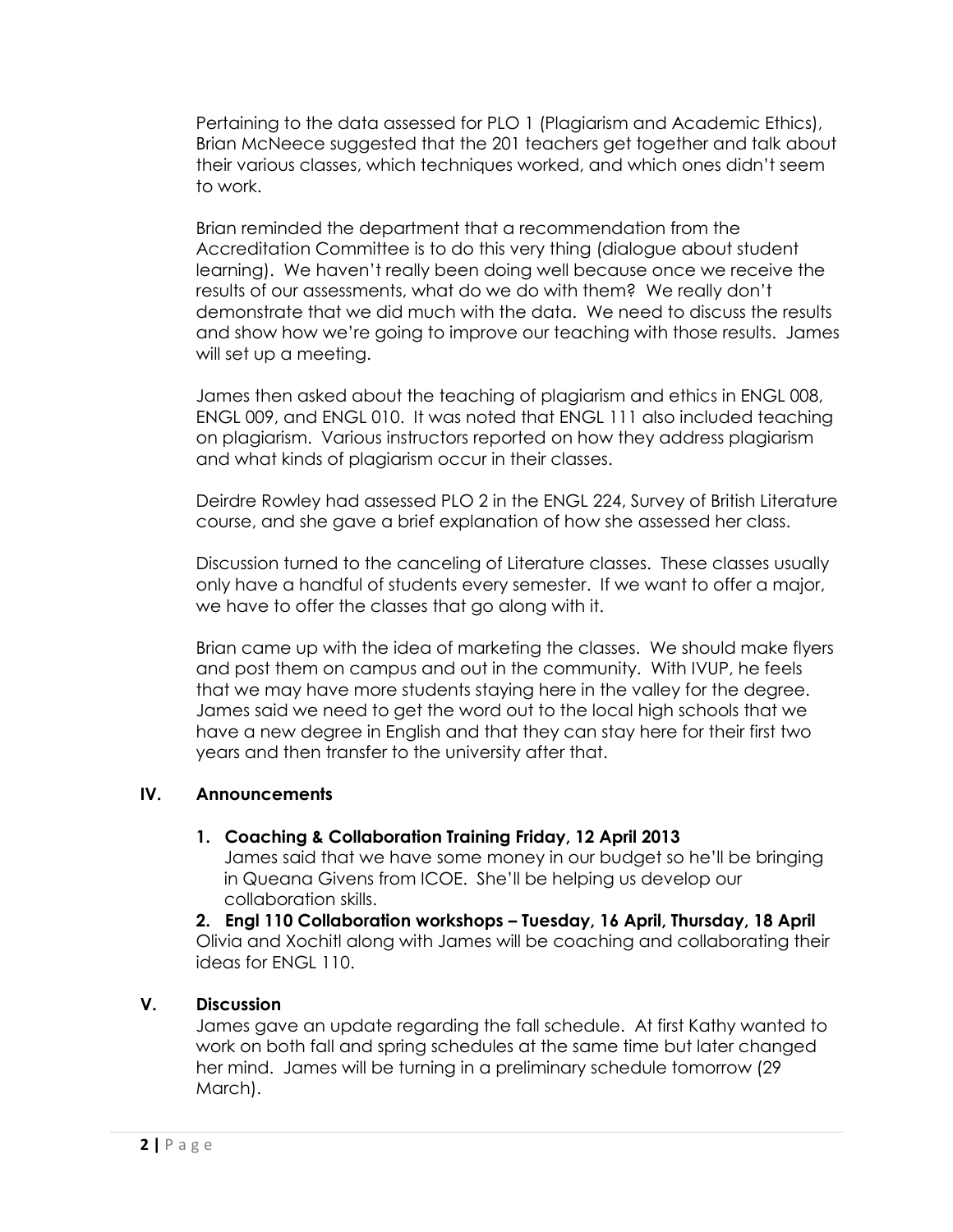Pertaining to the data assessed for PLO 1 (Plagiarism and Academic Ethics), Brian McNeece suggested that the 201 teachers get together and talk about their various classes, which techniques worked, and which ones didn't seem to work.

Brian reminded the department that a recommendation from the Accreditation Committee is to do this very thing (dialogue about student learning). We haven't really been doing well because once we receive the results of our assessments, what do we do with them? We really don't demonstrate that we did much with the data. We need to discuss the results and show how we're going to improve our teaching with those results. James will set up a meeting.

James then asked about the teaching of plagiarism and ethics in ENGL 008, ENGL 009, and ENGL 010. It was noted that ENGL 111 also included teaching on plagiarism. Various instructors reported on how they address plagiarism and what kinds of plagiarism occur in their classes.

Deirdre Rowley had assessed PLO 2 in the ENGL 224, Survey of British Literature course, and she gave a brief explanation of how she assessed her class.

Discussion turned to the canceling of Literature classes. These classes usually only have a handful of students every semester. If we want to offer a major, we have to offer the classes that go along with it.

Brian came up with the idea of marketing the classes. We should make flyers and post them on campus and out in the community. With IVUP, he feels that we may have more students staying here in the valley for the degree. James said we need to get the word out to the local high schools that we have a new degree in English and that they can stay here for their first two years and then transfer to the university after that.

## IV. Announcements

**1. Coaching & Collaboration Training Friday, 12 April 2013**

James said that we have some money in our budget so he'll be bringing in Queana Givens from ICOE. She'll be helping us develop our collaboration skills.

**2. Engl 110 Collaboration workshops – Tuesday, 16 April, Thursday, 18 April**

Olivia and Xochitl along with James will be coaching and collaborating their ideas for ENGL 110.

## V. Discussion

James gave an update regarding the fall schedule. At first Kathy wanted to work on both fall and spring schedules at the same time but later changed her mind. James will be turning in a preliminary schedule tomorrow (29 March).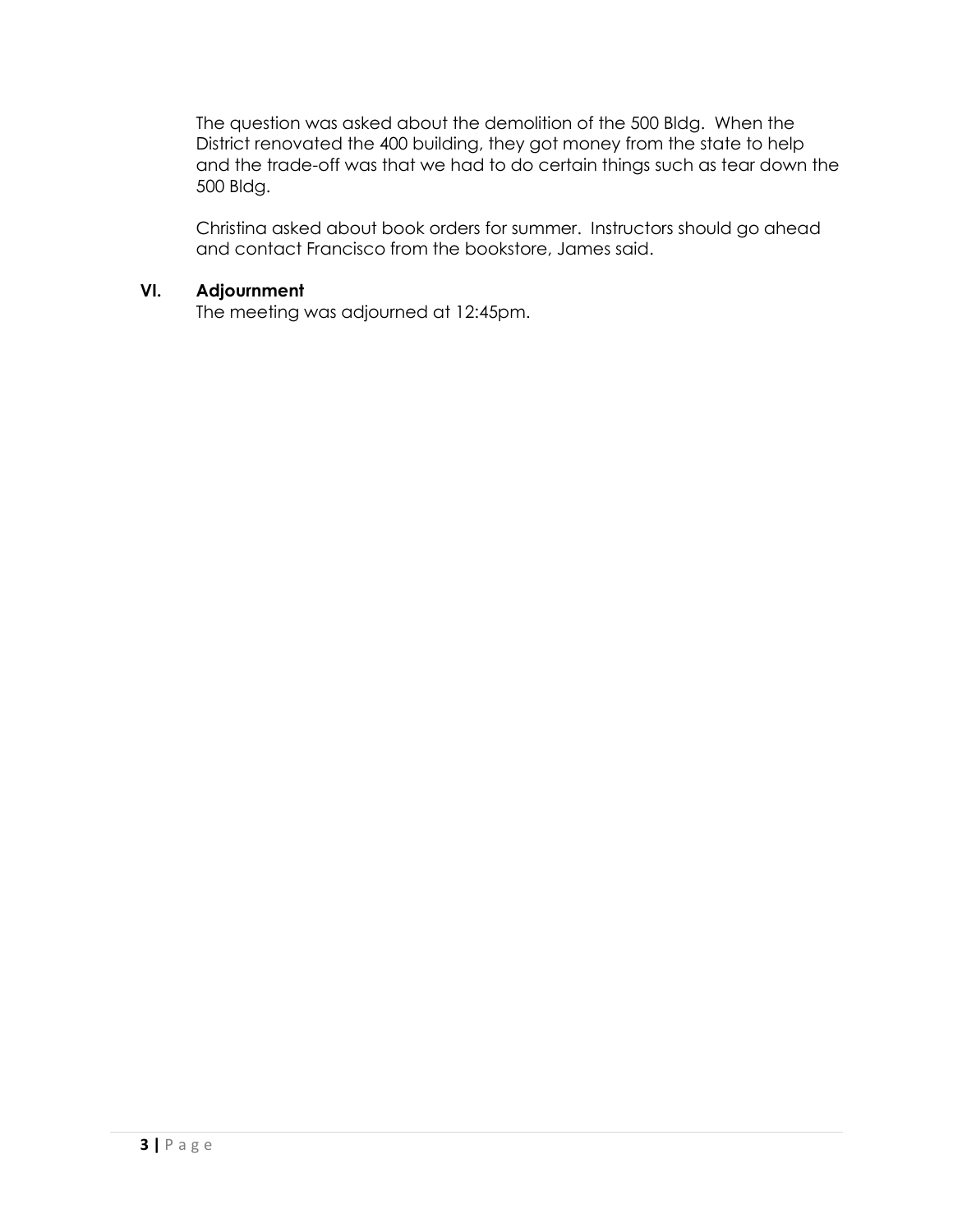The question was asked about the demolition of the 500 Bldg. When the District renovated the 400 building, they got money from the state to help and the trade-off was that we had to do certain things such as tear down the 500 Bldg.

Christina asked about book orders for summer. Instructors should go ahead and contact Francisco from the bookstore, James said.

## VI. Adjournment

The meeting was adjourned at 12:45pm.